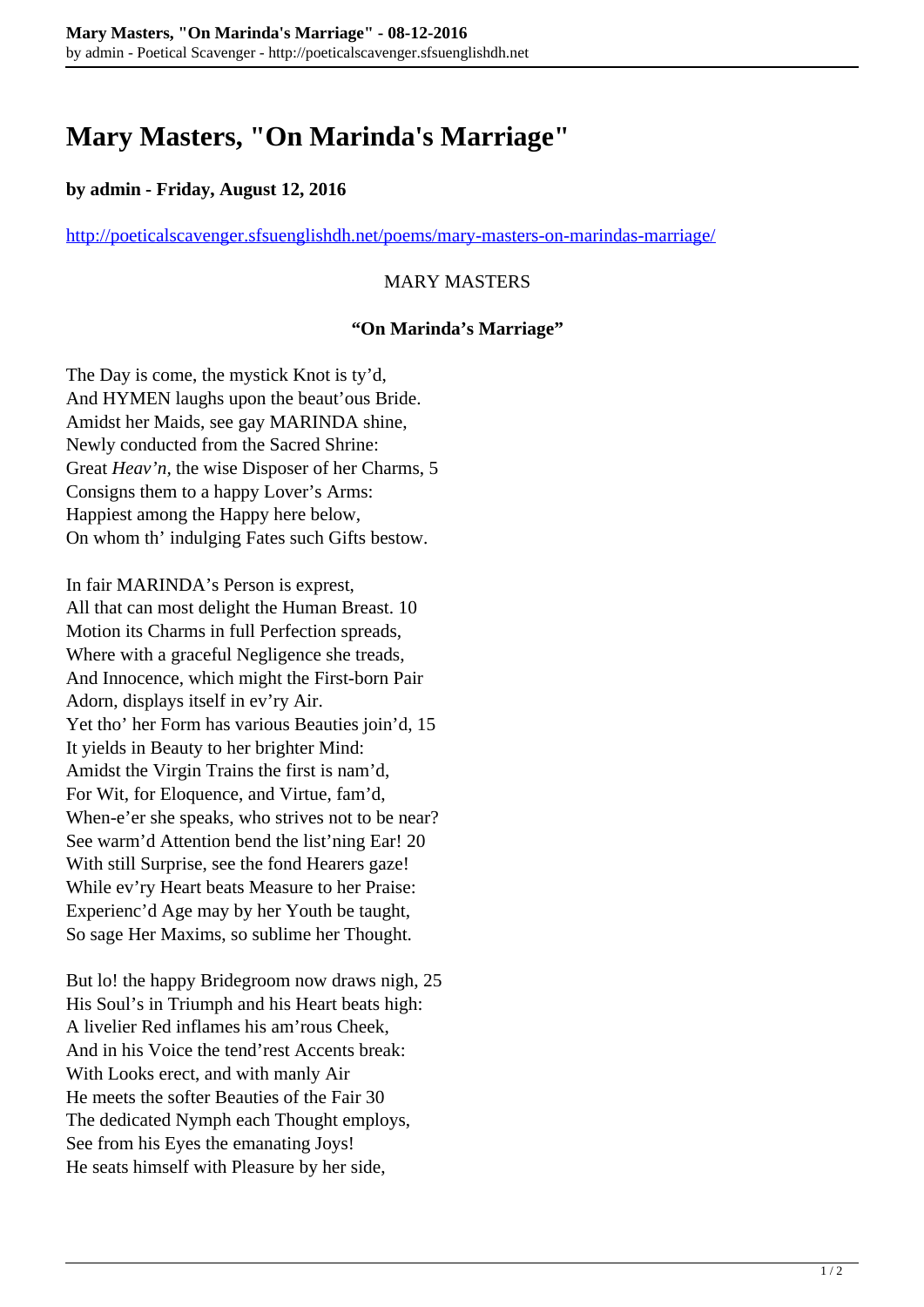# Mary Masters, "On Marinda's Marriage"

**by admin - Friday, August 12, 2016**

http://poeticalscavenger.sfsuenglishdh.net/poems/mary-masters-on-marindas-marriage/

MARY MASTERS

**"On Marinda's Marriage"**

The Day is come, the mystick Knot is ty'd,  
And HYMEN laughs upon the beaut'ous Bride.  
Amidst her Maids, see gay MARINDA shine,  
Newly conducted from the Sacred Shrine:  
Great *Heav'n*, the wise Disposer of her Charms, 5  
Consigns them to a happy Lover's Arms:  
Happiest among the Happy here below,  
On whom th' indulging Fates such Gifts bestow.

In fair MARINDA's Person is exprest,  
All that can most delight the Human Breast. 10  
Motion its Charms in full Perfection spreads,  
Where with a graceful Negligence she treads,  
And Innocence, which might the First-born Pair  
Adorn, displays itself in ev'ry Air.  
Yet tho' her Form has various Beauties join'd, 15  
It yields in Beauty to her brighter Mind:  
Amidst the Virgin Trains the first is nam'd,  
For Wit, for Eloquence, and Virtue, fam'd,  
When-e'er she speaks, who strives not to be near?  
See warm'd Attention bend the list'ning Ear! 20  
With still Surprise, see the fond Hearers gaze!  
While ev'ry Heart beats Measure to her Praise:  
Experienc'd Age may by her Youth be taught,  
So sage Her Maxims, so sublime her Thought.

But lo! the happy Bridegroom now draws nigh, 25  
His Soul's in Triumph and his Heart beats high:  
A livelier Red inflames his am'rous Cheek,  
And in his Voice the tend'rest Accents break:  
With Looks erect, and with manly Air  
He meets the softer Beauties of the Fair 30  
The dedicated Nymph each Thought employs,  
See from his Eyes the emanating Joys!  
He seats himself with Pleasure by her side,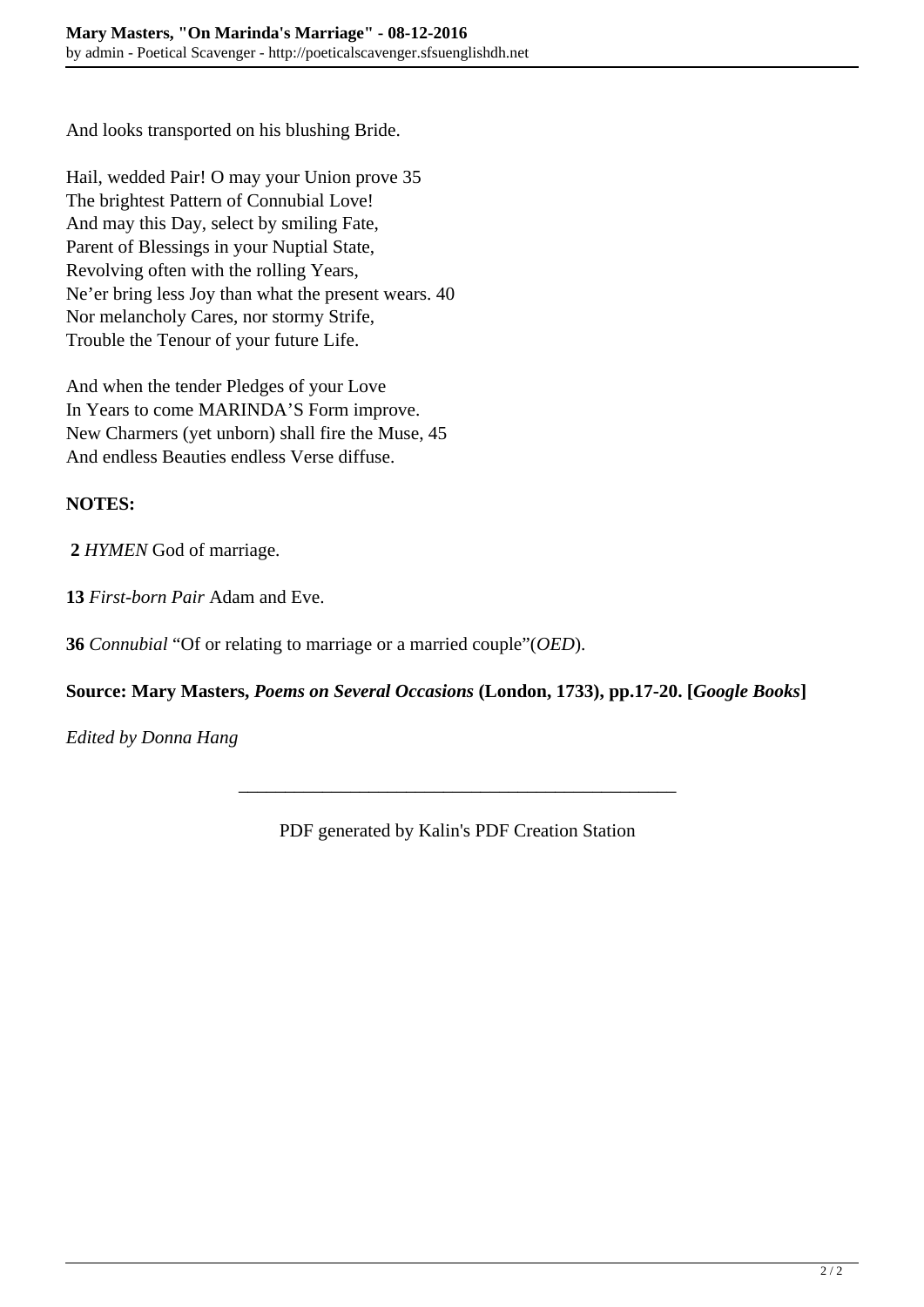And looks transported on his blushing Bride.

Hail, wedded Pair! O may your Union prove 35
The brightest Pattern of Connubial Love!
And may this Day, select by smiling Fate,
Parent of Blessings in your Nuptial State,
Revolving often with the rolling Years,
Ne'er bring less Joy than what the present wears. 40
Nor melancholy Cares, nor stormy Strife,
Trouble the Tenour of your future Life.

And when the tender Pledges of your Love
In Years to come MARINDA'S Form improve.
New Charmers (yet unborn) shall fire the Muse, 45
And endless Beauties endless Verse diffuse.

**NOTES:**

**2** *HYMEN* God of marriage.

**13** *First-born Pair* Adam and Eve.

**36** *Connubial* "Of or relating to marriage or a married couple"(*OED*).

**Source: Mary Masters, *Poems on Several Occasions* (London, 1733), pp.17-20. [*Google Books*]**

*Edited by Donna Hang*

---

PDF generated by Kalin's PDF Creation Station